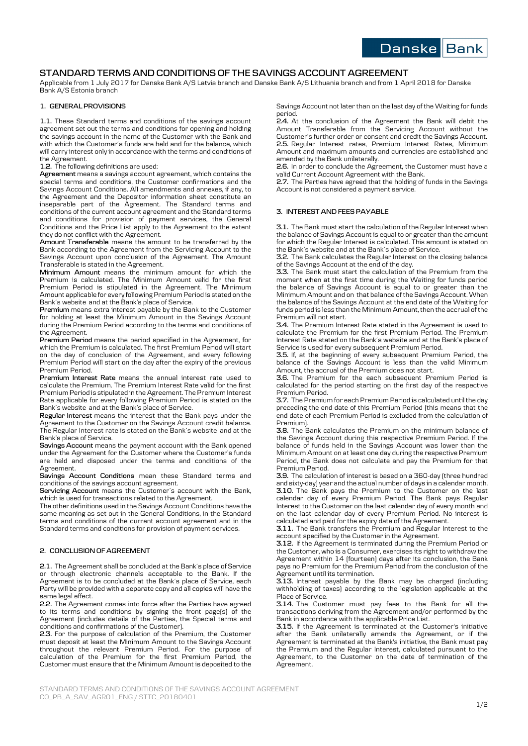# STANDARD TERMS AND CONDITIONS OF THE SAVINGS ACCOUNT AGREEMENT

Applicable from 1 July 2017 for Danske Bank A/S Latvia branch and Danske Bank A/S Lithuania branch and from 1 April 2018 for Danske Bank A/S Estonia branch

## 1. GENERAL PROVISIONS

**1.1.** These Standard terms and conditions of the savings account agreement set out the terms and conditions for opening and holding the savings account in the name of the Customer with the Bank and with which the Customer´s funds are held and for the balance, which will carry interest only in accordance with the terms and conditions of the Agreement.

**1.2.** The following definitions are used:

**Agreement** means a savings account agreement, which contains the special terms and conditions, the Customer confirmations and the Savings Account Conditions. All amendments and annexes, if any, to the Agreement and the Depositor information sheet constitute an inseparable part of the Agreement. The Standard terms and conditions of the current account agreement and the Standard terms and conditions for provision of payment services, the General Conditions and the Price List apply to the Agreement to the extent they do not conflict with the Agreement.

**Amount Transferable** means the amount to be transferred by the Bank according to the Agreement from the Servicing Account to the Savings Account upon conclusion of the Agreement. The Amount Transferable is stated in the Agreement.

**Minimum Amount** means the minimum amount for which the Premium is calculated. The Minimum Amount valid for the first Premium Period is stipulated in the Agreement. The Minimum Amount applicable for every following Premium Period is stated on the Bank´s website and at the Bank's place of Service.

**Premium** means extra interest payable by the Bank to the Customer for holding at least the Minimum Amount in the Savings Account during the Premium Period according to the terms and conditions of the Agreement.

**Premium Period** means the period specified in the Agreement, for which the Premium is calculated. The first Premium Period will start on the day of conclusion of the Agreement, and every following Premium Period will start on the day after the expiry of the previous Premium Period.

**Premium Interest Rate** means the annual interest rate used to calculate the Premium. The Premium Interest Rate valid for the first Premium Period is stipulated in the Agreement. The Premium Interest Rate applicable for every following Premium Period is stated on the Bank´s website and at the Bank's place of Service.

**Regular Interest** means the interest that the Bank pays under the Agreement to the Customer on the Savings Account credit balance. The Regular Interest rate is stated on the Bank´s website and at the Bank's place of Service.

**Savings Account** means the payment account with the Bank opened under the Agreement for the Customer where the Customer's funds are held and disposed under the terms and conditions of the Agreement.

**Savings Account Conditions** mean these Standard terms and conditions of the savings account agreement.

**Servicing Account** means the Customer´s account with the Bank, which is used for transactions related to the Agreement.

The other definitions used in the Savings Account Conditions have the same meaning as set out in the General Conditions, in the Standard terms and conditions of the current account agreement and in the Standard terms and conditions for provision of payment services.

## 2. CONCLUSION OF AGREEMENT

**2.1.** The Agreement shall be concluded at the Bank´s place of Service or through electronic channels acceptable to the Bank. If the Agreement is to be concluded at the Bank´s place of Service, each Party will be provided with a separate copy and all copies will have the same legal effect.

**2.2.** The Agreement comes into force after the Parties have agreed to its terms and conditions by signing the front page(s) of the Agreement (includes details of the Parties, the Special terms and conditions and confirmations of the Customer).

**2.3.** For the purpose of calculation of the Premium, the Customer must deposit at least the Minimum Amount to the Savings Account throughout the relevant Premium Period. For the purpose of calculation of the Premium for the first Premium Period, the Customer must ensure that the Minimum Amount is deposited to the Savings Account not later than on the last day of the Waiting for funds period.

**2.4.** At the conclusion of the Agreement the Bank will debit the Amount Transferable from the Servicing Account without the Customer's further order or consent and credit the Savings Account.

**2.5.** Regular Interest rates, Premium Interest Rates, Minimum Amount and maximum amounts and currencies are established and amended by the Bank unilaterally.

**2.6.** In order to conclude the Agreement, the Customer must have a valid Current Account Agreement with the Bank.

**2.7.** The Parties have agreed that the holding of funds in the Savings Account is not considered a payment service.

## 3. INTEREST AND FEES PAYABLE

**3.1.** The Bank must start the calculation of the Regular Interest when the balance of Savings Account is equal to or greater than the amount for which the Regular Interest is calculated. This amount is stated on the Bank´s website and at the Bank´s place of Service.

**3.2.** The Bank calculates the Regular Interest on the closing balance of the Savings Account at the end of the day.

**3.3.** The Bank must start the calculation of the Premium from the moment when at the first time during the Waiting for funds period the balance of Savings Account is equal to or greater than the Minimum Amount and on that balance of the Savings Account. When the balance of the Savings Account at the end date of the Waiting for funds period is less than the Minimum Amount, then the accrual of the Premium will not start.

**3.4.** The Premium Interest Rate stated in the Agreement is used to calculate the Premium for the first Premium Period. The Premium Interest Rate stated on the Bank´s website and at the Bank's place of Service is used for every subsequent Premium Period.

**3.5.** If, at the beginning of every subsequent Premium Period, the balance of the Savings Account is less than the valid Minimum Amount, the accrual of the Premium does not start.

**3.6.** The Premium for the each subsequent Premium Period is calculated for the period starting on the first day of the respective Premium Period.

**3.7.** The Premium for each Premium Period is calculated until the day preceding the end date of this Premium Period (this means that the end date of each Premium Period is excluded from the calculation of Premium).

**3.8.** The Bank calculates the Premium on the minimum balance of the Savings Account during this respective Premium Period. If the balance of funds held in the Savings Account was lower than the Minimum Amount on at least one day during the respective Premium Period, the Bank does not calculate and pay the Premium for that Premium Period.

**3.9.** The calculation of interest is based on a 360-day (three hundred and sixty-day) year and the actual number of days in a calendar month.

**3.10.** The Bank pays the Premium to the Customer on the last calendar day of every Premium Period. The Bank pays Regular Interest to the Customer on the last calendar day of every month and on the last calendar day of every Premium Period. No interest is calculated and paid for the expiry date of the Agreement.

**3.11.** The Bank transfers the Premium and Regular Interest to the account specified by the Customer in the Agreement.

**3.12.** If the Agreement is terminated during the Premium Period or the Customer, who is a Consumer, exercises its right to withdraw the Agreement within 14 (fourteen) days after its conclusion, the Bank pays no Premium for the Premium Period from the conclusion of the Agreement until its termination.

**3.13.** Interest payable by the Bank may be charged (including withholding of taxes) according to the legislation applicable at the Place of Service.

**3.14.** The Customer must pay fees to the Bank for all the transactions deriving from the Agreement and/or performed by the Bank in accordance with the applicable Price List.

**3.15.** If the Agreement is terminated at the Customer's initiative after the Bank unilaterally amends the Agreement, or if the Agreement is terminated at the Bank's initiative, the Bank must pay the Premium and the Regular Interest, calculated pursuant to the Agreement, to the Customer on the date of termination of the Agreement.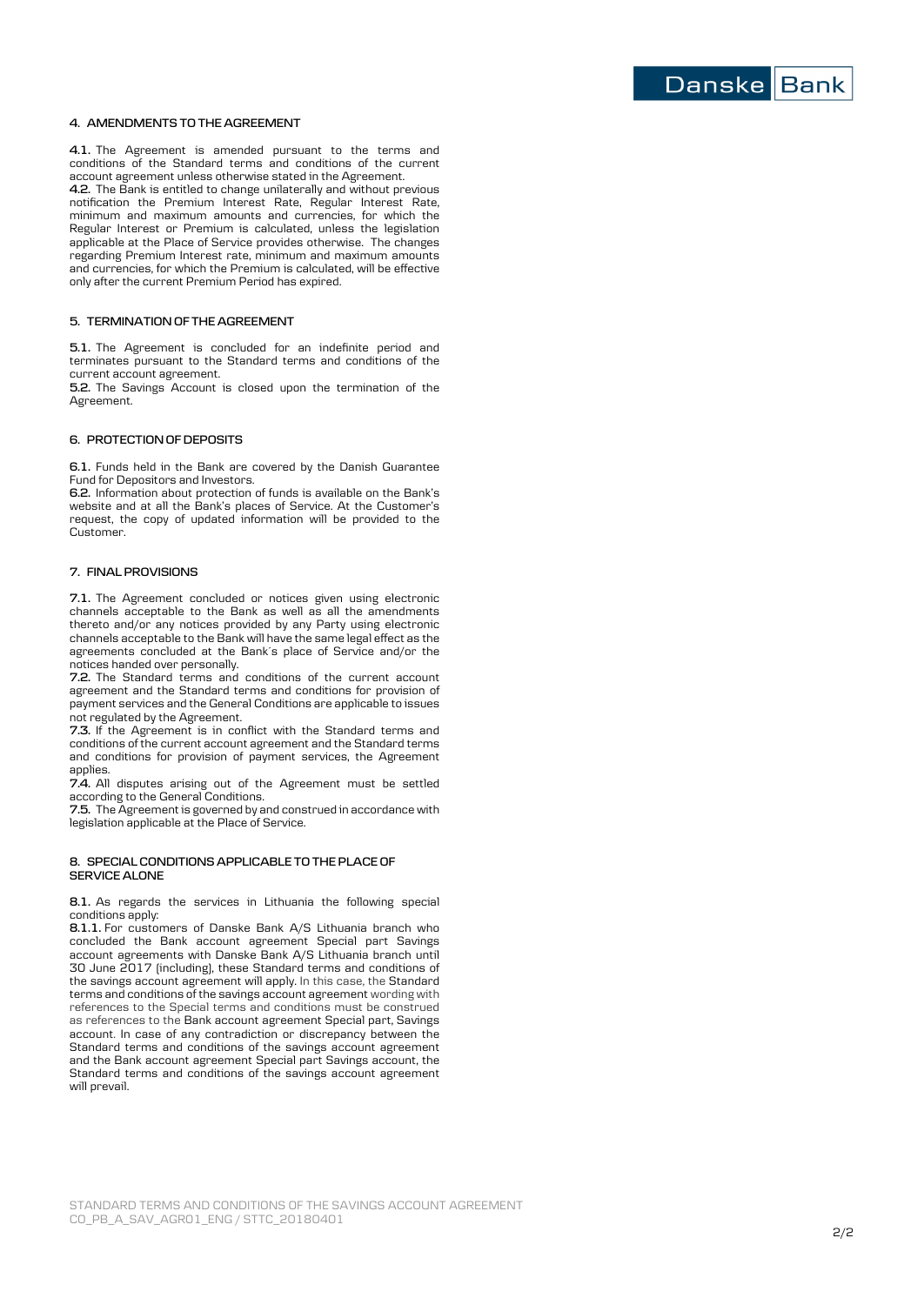### 4. AMENDMENTS TO THE AGREEMENT

**4.1.** The Agreement is amended pursuant to the terms and conditions of the Standard terms and conditions of the current account agreement unless otherwise stated in the Agreement.
**4.2.** The Bank is entitled to change unilaterally and without previous notification the Premium Interest Rate, Regular Interest Rate, minimum and maximum amounts and currencies, for which the Regular Interest or Premium is calculated, unless the legislation applicable at the Place of Service provides otherwise. The changes regarding Premium Interest rate, minimum and maximum amounts and currencies, for which the Premium is calculated, will be effective only after the current Premium Period has expired.

### 5. TERMINATION OF THE AGREEMENT

**5.1.** The Agreement is concluded for an indefinite period and terminates pursuant to the Standard terms and conditions of the current account agreement.
**5.2.** The Savings Account is closed upon the termination of the Agreement.

### 6. PROTECTION OF DEPOSITS

**6.1.** Funds held in the Bank are covered by the Danish Guarantee Fund for Depositors and Investors.
**6.2.** Information about protection of funds is available on the Bank's website and at all the Bank's places of Service. At the Customer's request, the copy of updated information will be provided to the Customer.

### 7. FINAL PROVISIONS

**7.1.** The Agreement concluded or notices given using electronic channels acceptable to the Bank as well as all the amendments thereto and/or any notices provided by any Party using electronic channels acceptable to the Bank will have the same legal effect as the agreements concluded at the Bank´s place of Service and/or the notices handed over personally.
**7.2.** The Standard terms and conditions of the current account agreement and the Standard terms and conditions for provision of payment services and the General Conditions are applicable to issues not regulated by the Agreement.
**7.3.** If the Agreement is in conflict with the Standard terms and conditions of the current account agreement and the Standard terms and conditions for provision of payment services, the Agreement applies.
**7.4.** All disputes arising out of the Agreement must be settled according to the General Conditions.
**7.5.** The Agreement is governed by and construed in accordance with legislation applicable at the Place of Service.

### 8. SPECIAL CONDITIONS APPLICABLE TO THE PLACE OF SERVICE ALONE

**8.1.** As regards the services in Lithuania the following special conditions apply:
**8.1.1.** For customers of Danske Bank A/S Lithuania branch who concluded the Bank account agreement Special part Savings account agreements with Danske Bank A/S Lithuania branch until 30 June 2017 (including), these Standard terms and conditions of the savings account agreement will apply. In this case, the Standard terms and conditions of the savings account agreement wording with references to the Special terms and conditions must be construed as references to the Bank account agreement Special part, Savings account. In case of any contradiction or discrepancy between the Standard terms and conditions of the savings account agreement and the Bank account agreement Special part Savings account, the Standard terms and conditions of the savings account agreement will prevail.

STANDARD TERMS AND CONDITIONS OF THE SAVINGS ACCOUNT AGREEMENT
CO_PB_A_SAV_AGR01_ENG / STTC_20180401